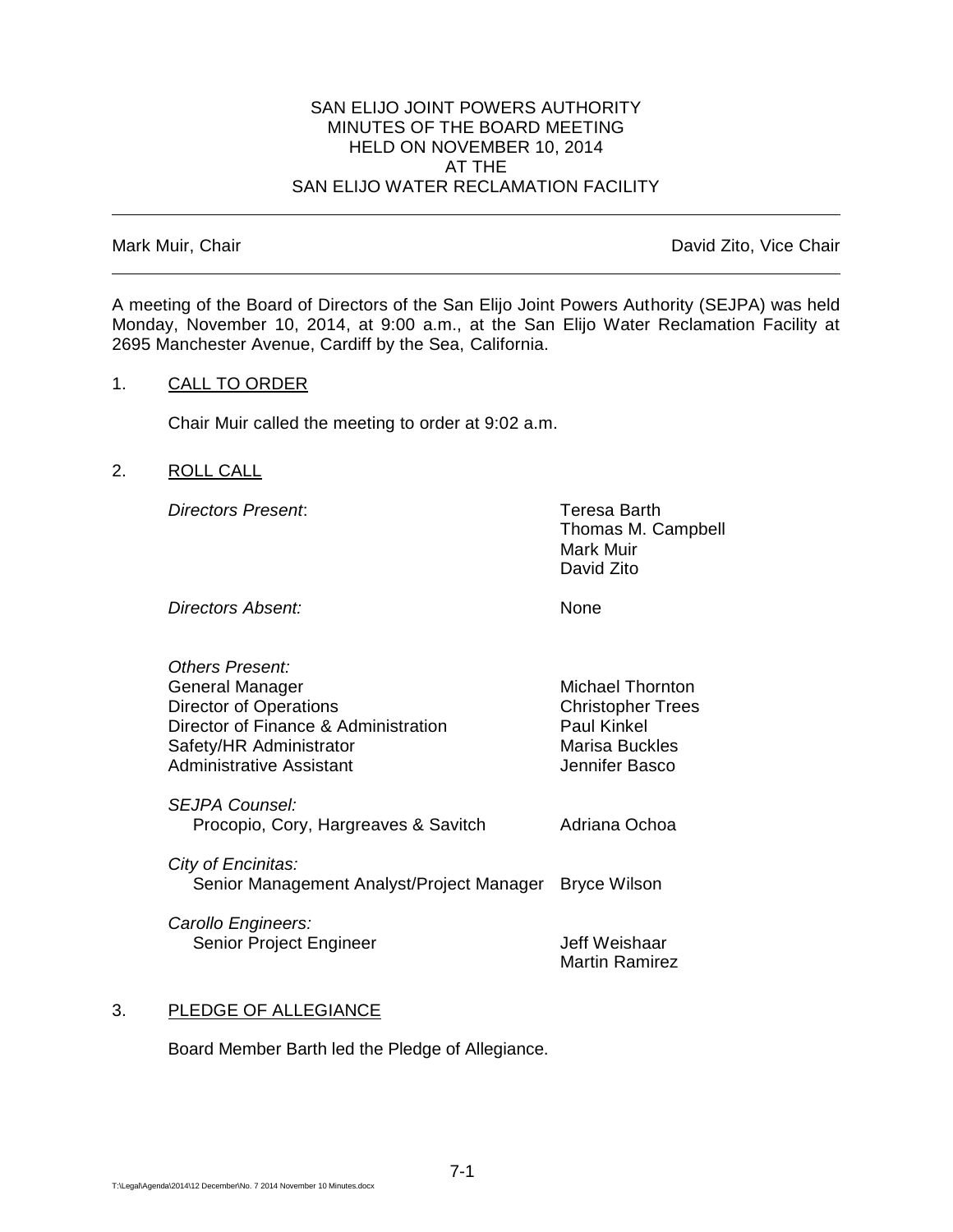# SAN ELIJO JOINT POWERS AUTHORITY
## MINUTES OF THE BOARD MEETING
## HELD ON NOVEMBER 10, 2014
## AT THE
## SAN ELIJO WATER RECLAMATION FACILITY

---

Mark Muir, Chair | David Zito, Vice Chair

---

A meeting of the Board of Directors of the San Elijo Joint Powers Authority (SEJPA) was held Monday, November 10, 2014, at 9:00 a.m., at the San Elijo Water Reclamation Facility at 2695 Manchester Avenue, Cardiff by the Sea, California.

1. CALL TO ORDER

   Chair Muir called the meeting to order at 9:02 a.m.

2. ROLL CALL

   *Directors Present*: Teresa Barth, Thomas M. Campbell, Mark Muir, David Zito

   *Directors Absent:* None

   *Others Present:*

   | | |
   |---|---|
   | General Manager | Michael Thornton |
   | Director of Operations | Christopher Trees |
   | Director of Finance & Administration | Paul Kinkel |
   | Safety/HR Administrator | Marisa Buckles |
   | Administrative Assistant | Jennifer Basco |

   *SEJPA Counsel:*
   Procopio, Cory, Hargreaves & Savitch — Adriana Ochoa

   *City of Encinitas:*
   Senior Management Analyst/Project Manager — Bryce Wilson

   *Carollo Engineers:*
   Senior Project Engineer — Jeff Weishaar, Martin Ramirez

3. PLEDGE OF ALLEGIANCE

   Board Member Barth led the Pledge of Allegiance.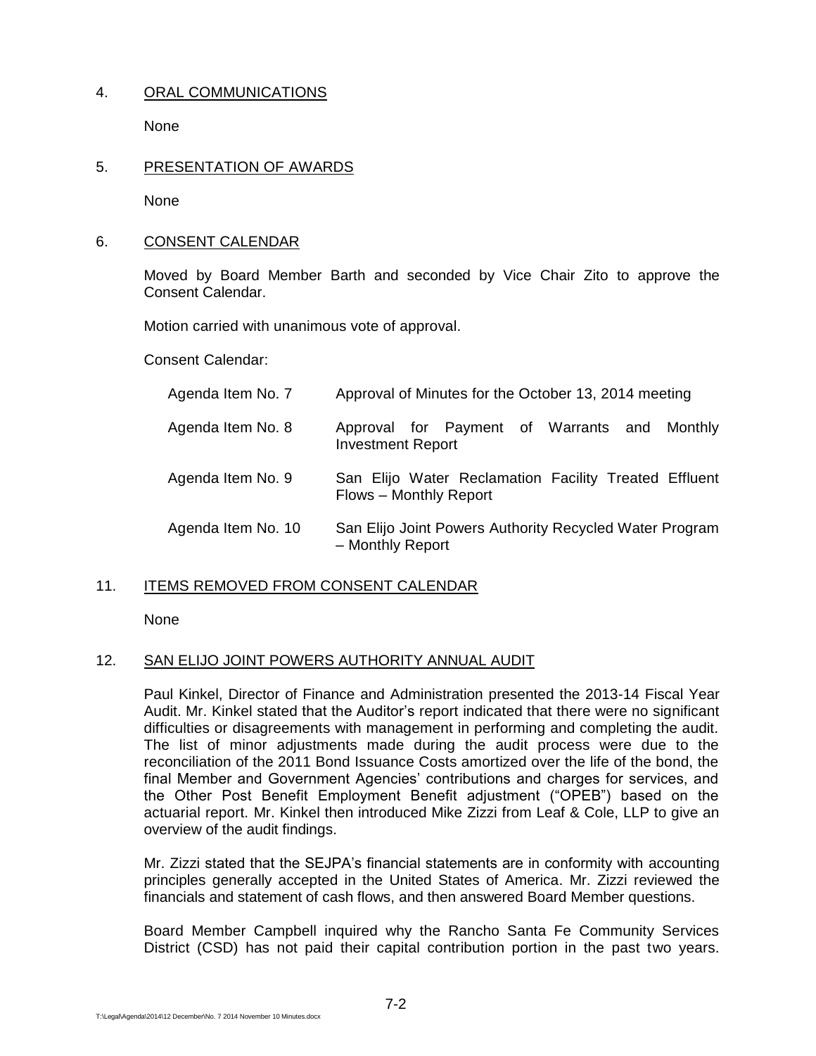4. ORAL COMMUNICATIONS

None

5. PRESENTATION OF AWARDS

None

6. CONSENT CALENDAR

Moved by Board Member Barth and seconded by Vice Chair Zito to approve the Consent Calendar.

Motion carried with unanimous vote of approval.

Consent Calendar:

| | |
|---|---|
| Agenda Item No. 7 | Approval of Minutes for the October 13, 2014 meeting |
| Agenda Item No. 8 | Approval for Payment of Warrants and Monthly Investment Report |
| Agenda Item No. 9 | San Elijo Water Reclamation Facility Treated Effluent Flows – Monthly Report |
| Agenda Item No. 10 | San Elijo Joint Powers Authority Recycled Water Program – Monthly Report |

11. ITEMS REMOVED FROM CONSENT CALENDAR

None

12. SAN ELIJO JOINT POWERS AUTHORITY ANNUAL AUDIT

Paul Kinkel, Director of Finance and Administration presented the 2013-14 Fiscal Year Audit. Mr. Kinkel stated that the Auditor's report indicated that there were no significant difficulties or disagreements with management in performing and completing the audit. The list of minor adjustments made during the audit process were due to the reconciliation of the 2011 Bond Issuance Costs amortized over the life of the bond, the final Member and Government Agencies' contributions and charges for services, and the Other Post Benefit Employment Benefit adjustment ("OPEB") based on the actuarial report. Mr. Kinkel then introduced Mike Zizzi from Leaf & Cole, LLP to give an overview of the audit findings.

Mr. Zizzi stated that the SEJPA's financial statements are in conformity with accounting principles generally accepted in the United States of America. Mr. Zizzi reviewed the financials and statement of cash flows, and then answered Board Member questions.

Board Member Campbell inquired why the Rancho Santa Fe Community Services District (CSD) has not paid their capital contribution portion in the past two years.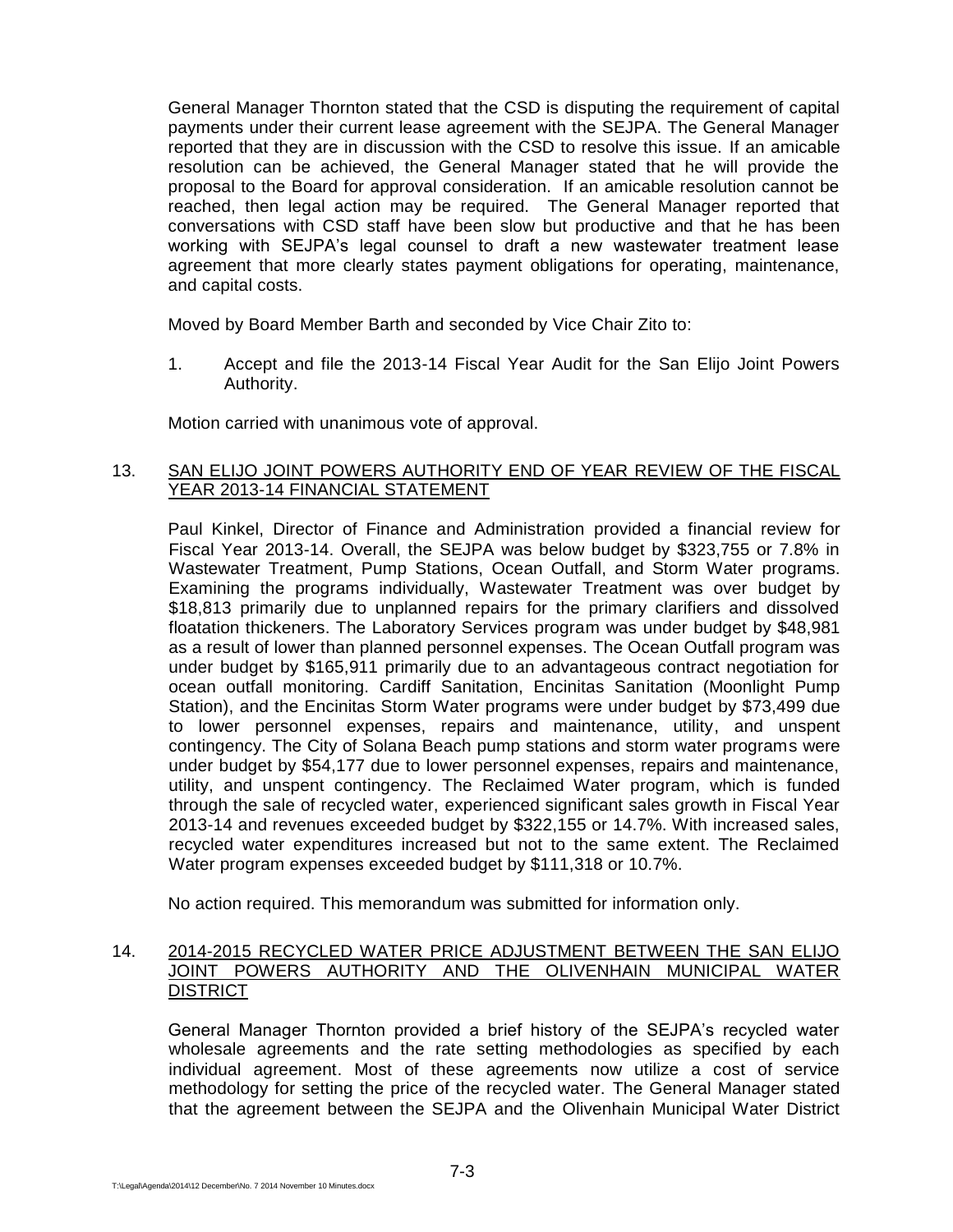General Manager Thornton stated that the CSD is disputing the requirement of capital payments under their current lease agreement with the SEJPA. The General Manager reported that they are in discussion with the CSD to resolve this issue. If an amicable resolution can be achieved, the General Manager stated that he will provide the proposal to the Board for approval consideration. If an amicable resolution cannot be reached, then legal action may be required. The General Manager reported that conversations with CSD staff have been slow but productive and that he has been working with SEJPA's legal counsel to draft a new wastewater treatment lease agreement that more clearly states payment obligations for operating, maintenance, and capital costs.

Moved by Board Member Barth and seconded by Vice Chair Zito to:

1. Accept and file the 2013-14 Fiscal Year Audit for the San Elijo Joint Powers Authority.

Motion carried with unanimous vote of approval.

13. SAN ELIJO JOINT POWERS AUTHORITY END OF YEAR REVIEW OF THE FISCAL YEAR 2013-14 FINANCIAL STATEMENT

Paul Kinkel, Director of Finance and Administration provided a financial review for Fiscal Year 2013-14. Overall, the SEJPA was below budget by $323,755 or 7.8% in Wastewater Treatment, Pump Stations, Ocean Outfall, and Storm Water programs. Examining the programs individually, Wastewater Treatment was over budget by $18,813 primarily due to unplanned repairs for the primary clarifiers and dissolved floatation thickeners. The Laboratory Services program was under budget by $48,981 as a result of lower than planned personnel expenses. The Ocean Outfall program was under budget by $165,911 primarily due to an advantageous contract negotiation for ocean outfall monitoring. Cardiff Sanitation, Encinitas Sanitation (Moonlight Pump Station), and the Encinitas Storm Water programs were under budget by $73,499 due to lower personnel expenses, repairs and maintenance, utility, and unspent contingency. The City of Solana Beach pump stations and storm water programs were under budget by $54,177 due to lower personnel expenses, repairs and maintenance, utility, and unspent contingency. The Reclaimed Water program, which is funded through the sale of recycled water, experienced significant sales growth in Fiscal Year 2013-14 and revenues exceeded budget by $322,155 or 14.7%. With increased sales, recycled water expenditures increased but not to the same extent. The Reclaimed Water program expenses exceeded budget by $111,318 or 10.7%.

No action required. This memorandum was submitted for information only.

14. 2014-2015 RECYCLED WATER PRICE ADJUSTMENT BETWEEN THE SAN ELIJO JOINT POWERS AUTHORITY AND THE OLIVENHAIN MUNICIPAL WATER DISTRICT

General Manager Thornton provided a brief history of the SEJPA's recycled water wholesale agreements and the rate setting methodologies as specified by each individual agreement. Most of these agreements now utilize a cost of service methodology for setting the price of the recycled water. The General Manager stated that the agreement between the SEJPA and the Olivenhain Municipal Water District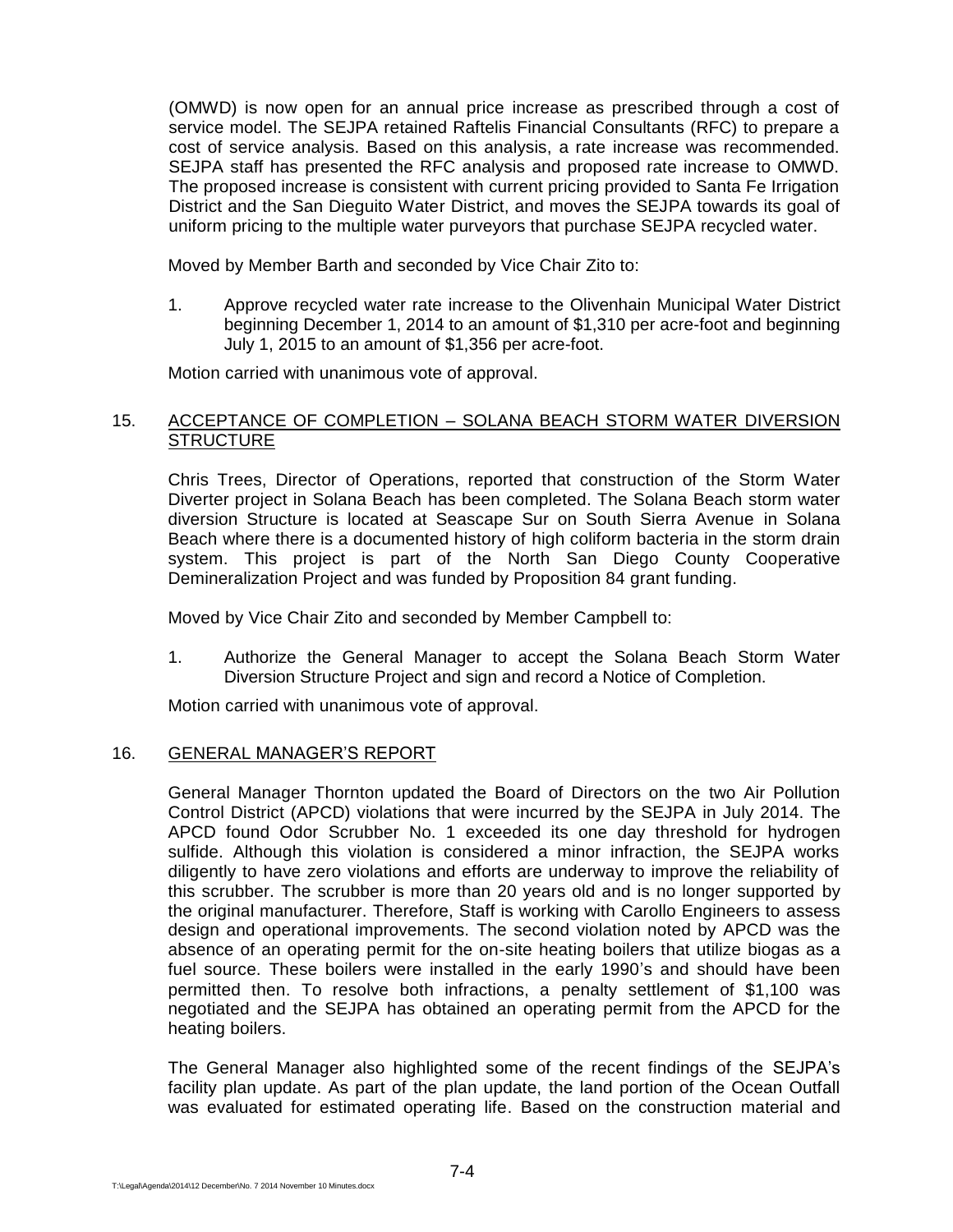(OMWD) is now open for an annual price increase as prescribed through a cost of service model. The SEJPA retained Raftelis Financial Consultants (RFC) to prepare a cost of service analysis. Based on this analysis, a rate increase was recommended. SEJPA staff has presented the RFC analysis and proposed rate increase to OMWD. The proposed increase is consistent with current pricing provided to Santa Fe Irrigation District and the San Dieguito Water District, and moves the SEJPA towards its goal of uniform pricing to the multiple water purveyors that purchase SEJPA recycled water.

Moved by Member Barth and seconded by Vice Chair Zito to:

1. Approve recycled water rate increase to the Olivenhain Municipal Water District beginning December 1, 2014 to an amount of $1,310 per acre-foot and beginning July 1, 2015 to an amount of $1,356 per acre-foot.

Motion carried with unanimous vote of approval.

## 15. ACCEPTANCE OF COMPLETION – SOLANA BEACH STORM WATER DIVERSION STRUCTURE

Chris Trees, Director of Operations, reported that construction of the Storm Water Diverter project in Solana Beach has been completed. The Solana Beach storm water diversion Structure is located at Seascape Sur on South Sierra Avenue in Solana Beach where there is a documented history of high coliform bacteria in the storm drain system. This project is part of the North San Diego County Cooperative Demineralization Project and was funded by Proposition 84 grant funding.

Moved by Vice Chair Zito and seconded by Member Campbell to:

1. Authorize the General Manager to accept the Solana Beach Storm Water Diversion Structure Project and sign and record a Notice of Completion.

Motion carried with unanimous vote of approval.

## 16. GENERAL MANAGER'S REPORT

General Manager Thornton updated the Board of Directors on the two Air Pollution Control District (APCD) violations that were incurred by the SEJPA in July 2014. The APCD found Odor Scrubber No. 1 exceeded its one day threshold for hydrogen sulfide. Although this violation is considered a minor infraction, the SEJPA works diligently to have zero violations and efforts are underway to improve the reliability of this scrubber. The scrubber is more than 20 years old and is no longer supported by the original manufacturer. Therefore, Staff is working with Carollo Engineers to assess design and operational improvements. The second violation noted by APCD was the absence of an operating permit for the on-site heating boilers that utilize biogas as a fuel source. These boilers were installed in the early 1990's and should have been permitted then. To resolve both infractions, a penalty settlement of $1,100 was negotiated and the SEJPA has obtained an operating permit from the APCD for the heating boilers.

The General Manager also highlighted some of the recent findings of the SEJPA's facility plan update. As part of the plan update, the land portion of the Ocean Outfall was evaluated for estimated operating life. Based on the construction material and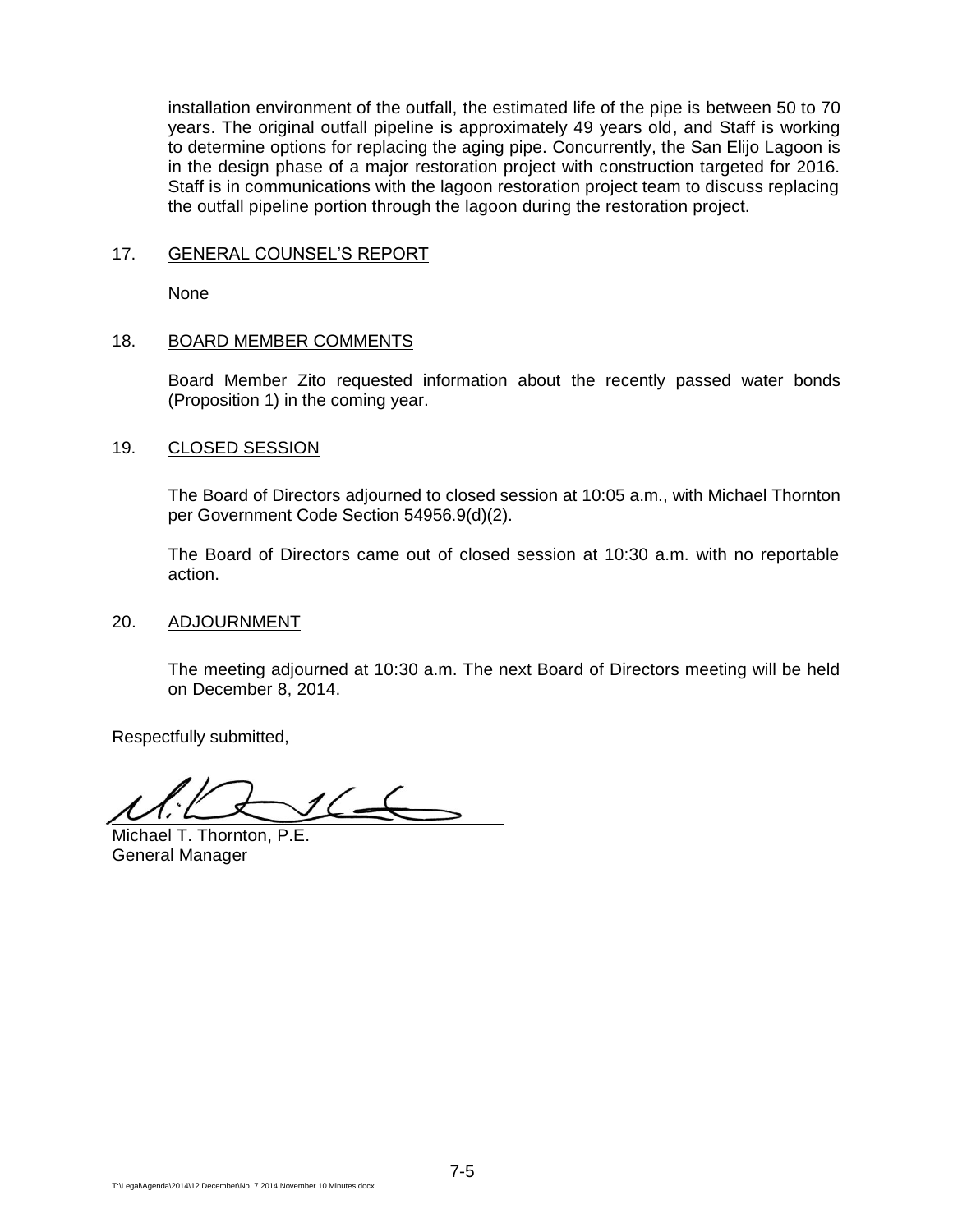installation environment of the outfall, the estimated life of the pipe is between 50 to 70 years. The original outfall pipeline is approximately 49 years old, and Staff is working to determine options for replacing the aging pipe. Concurrently, the San Elijo Lagoon is in the design phase of a major restoration project with construction targeted for 2016. Staff is in communications with the lagoon restoration project team to discuss replacing the outfall pipeline portion through the lagoon during the restoration project.

17. <u>GENERAL COUNSEL'S REPORT</u>

    None

18. <u>BOARD MEMBER COMMENTS</u>

    Board Member Zito requested information about the recently passed water bonds (Proposition 1) in the coming year.

19. <u>CLOSED SESSION</u>

    The Board of Directors adjourned to closed session at 10:05 a.m., with Michael Thornton per Government Code Section 54956.9(d)(2).

    The Board of Directors came out of closed session at 10:30 a.m. with no reportable action.

20. <u>ADJOURNMENT</u>

    The meeting adjourned at 10:30 a.m. The next Board of Directors meeting will be held on December 8, 2014.

Respectfully submitted,

Michael T. Thornton, P.E.
General Manager